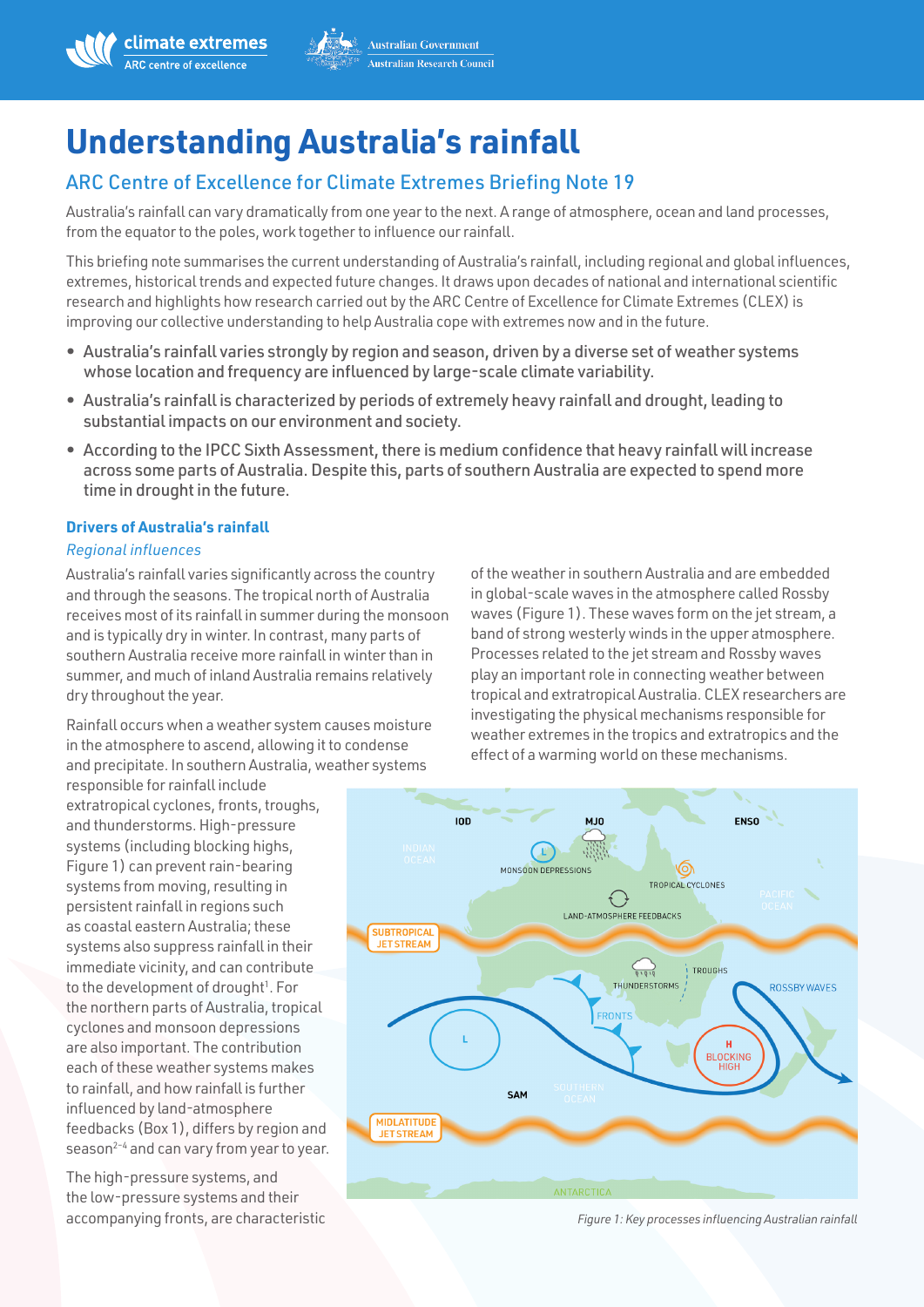# Understanding Australia's rainfall

## ARC Centre of Excellence for Climate Extremes Briefing Note 19

Australia's rainfall can vary dramatically from one year to the next. A range of atmosphere, ocean and land processes, from the equator to the poles, work together to influence our rainfall.

This briefing note summarises the current understanding of Australia's rainfall, including regional and global influences, extremes, historical trends and expected future changes. It draws upon decades of national and international scientific research and highlights how research carried out by the ARC Centre of Excellence for Climate Extremes (CLEX) is improving our collective understanding to help Australia cope with extremes now and in the future.

- Australia's rainfall varies strongly by region and season, driven by a diverse set of weather systems whose location and frequency are influenced by large-scale climate variability.
- Australia's rainfall is characterized by periods of extremely heavy rainfall and drought, leading to substantial impacts on our environment and society.
- According to the IPCC Sixth Assessment, there is medium confidence that heavy rainfall will increase across some parts of Australia. Despite this, parts of southern Australia are expected to spend more time in drought in the future.

### Drivers of Australia's rainfall

*Regional influences*

Australia's rainfall varies significantly across the country and through the seasons. The tropical north of Australia receives most of its rainfall in summer during the monsoon and is typically dry in winter. In contrast, many parts of southern Australia receive more rainfall in winter than in summer, and much of inland Australia remains relatively dry throughout the year.

Rainfall occurs when a weather system causes moisture in the atmosphere to ascend, allowing it to condense and precipitate. In southern Australia, weather systems responsible for rainfall include extratropical cyclones, fronts, troughs, and thunderstorms. High-pressure systems (including blocking highs, Figure 1) can prevent rain-bearing systems from moving, resulting in persistent rainfall in regions such as coastal eastern Australia; these systems also suppress rainfall in their immediate vicinity, and can contribute to the development of drought[1]. For the northern parts of Australia, tropical cyclones and monsoon depressions are also important. The contribution each of these weather systems makes to rainfall, and how rainfall is further influenced by land-atmosphere feedbacks (Box 1), differs by region and season[2–4] and can vary from year to year.

The high-pressure systems, and the low-pressure systems and their accompanying fronts, are characteristic of the weather in southern Australia and are embedded in global-scale waves in the atmosphere called Rossby waves (Figure 1). These waves form on the jet stream, a band of strong westerly winds in the upper atmosphere. Processes related to the jet stream and Rossby waves play an important role in connecting weather between tropical and extratropical Australia. CLEX researchers are investigating the physical mechanisms responsible for weather extremes in the tropics and extratropics and the effect of a warming world on these mechanisms.

*Figure 1: Key processes influencing Australian rainfall*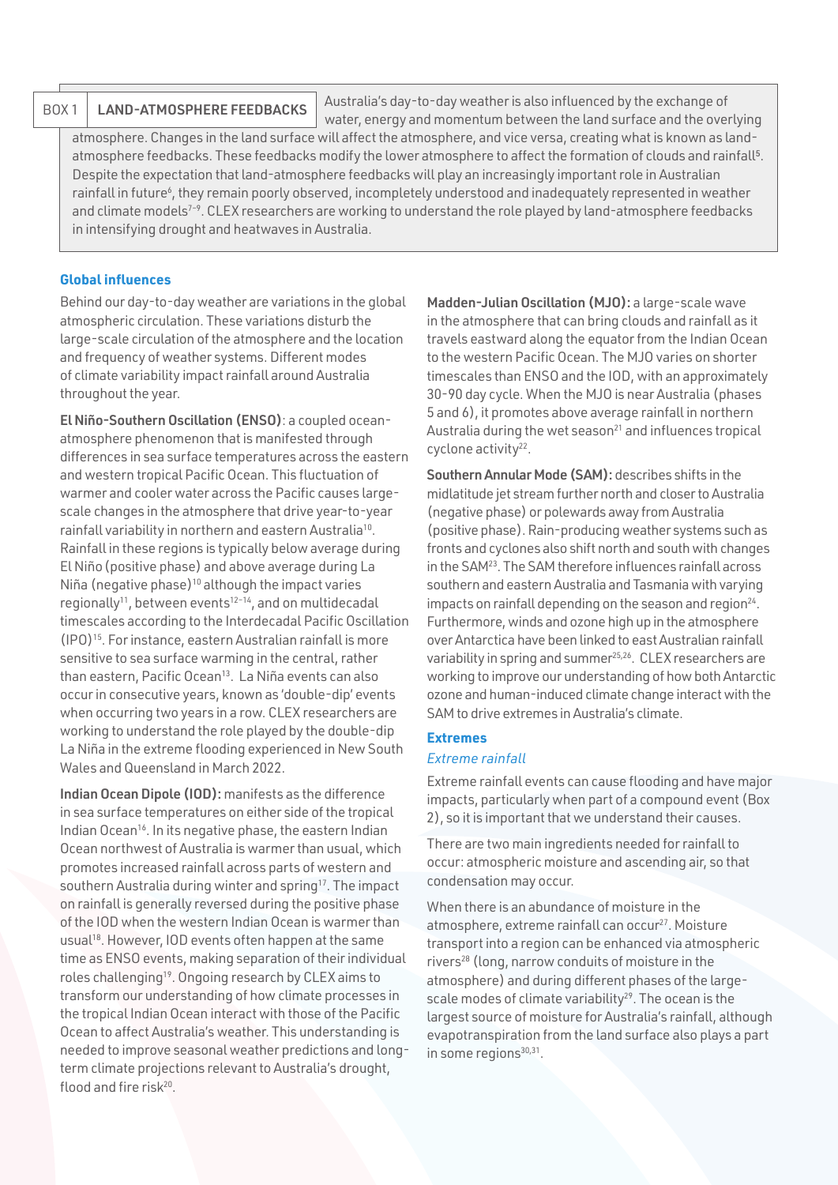**BOX 1 — LAND-ATMOSPHERE FEEDBACKS**

Australia's day-to-day weather is also influenced by the exchange of water, energy and momentum between the land surface and the overlying atmosphere. Changes in the land surface will affect the atmosphere, and vice versa, creating what is known as land-atmosphere feedbacks. These feedbacks modify the lower atmosphere to affect the formation of clouds and rainfall[5]. Despite the expectation that land-atmosphere feedbacks will play an increasingly important role in Australian rainfall in future[6], they remain poorly observed, incompletely understood and inadequately represented in weather and climate models[7–9]. CLEX researchers are working to understand the role played by land-atmosphere feedbacks in intensifying drought and heatwaves in Australia.

## Global influences

Behind our day-to-day weather are variations in the global atmospheric circulation. These variations disturb the large-scale circulation of the atmosphere and the location and frequency of weather systems. Different modes of climate variability impact rainfall around Australia throughout the year.

**El Niño-Southern Oscillation (ENSO)**: a coupled ocean-atmosphere phenomenon that is manifested through differences in sea surface temperatures across the eastern and western tropical Pacific Ocean. This fluctuation of warmer and cooler water across the Pacific causes large-scale changes in the atmosphere that drive year-to-year rainfall variability in northern and eastern Australia[10]. Rainfall in these regions is typically below average during El Niño (positive phase) and above average during La Niña (negative phase)[10] although the impact varies regionally[11], between events[12–14], and on multidecadal timescales according to the Interdecadal Pacific Oscillation (IPO)[15]. For instance, eastern Australian rainfall is more sensitive to sea surface warming in the central, rather than eastern, Pacific Ocean[13]. La Niña events can also occur in consecutive years, known as 'double-dip' events when occurring two years in a row. CLEX researchers are working to understand the role played by the double-dip La Niña in the extreme flooding experienced in New South Wales and Queensland in March 2022.

**Indian Ocean Dipole (IOD):** manifests as the difference in sea surface temperatures on either side of the tropical Indian Ocean[16]. In its negative phase, the eastern Indian Ocean northwest of Australia is warmer than usual, which promotes increased rainfall across parts of western and southern Australia during winter and spring[17]. The impact on rainfall is generally reversed during the positive phase of the IOD when the western Indian Ocean is warmer than usual[18]. However, IOD events often happen at the same time as ENSO events, making separation of their individual roles challenging[19]. Ongoing research by CLEX aims to transform our understanding of how climate processes in the tropical Indian Ocean interact with those of the Pacific Ocean to affect Australia's weather. This understanding is needed to improve seasonal weather predictions and long-term climate projections relevant to Australia's drought, flood and fire risk[20].

**Madden-Julian Oscillation (MJO):** a large-scale wave in the atmosphere that can bring clouds and rainfall as it travels eastward along the equator from the Indian Ocean to the western Pacific Ocean. The MJO varies on shorter timescales than ENSO and the IOD, with an approximately 30-90 day cycle. When the MJO is near Australia (phases 5 and 6), it promotes above average rainfall in northern Australia during the wet season[21] and influences tropical cyclone activity[22].

**Southern Annular Mode (SAM):** describes shifts in the midlatitude jet stream further north and closer to Australia (negative phase) or polewards away from Australia (positive phase). Rain-producing weather systems such as fronts and cyclones also shift north and south with changes in the SAM[23]. The SAM therefore influences rainfall across southern and eastern Australia and Tasmania with varying impacts on rainfall depending on the season and region[24]. Furthermore, winds and ozone high up in the atmosphere over Antarctica have been linked to east Australian rainfall variability in spring and summer[25,26]. CLEX researchers are working to improve our understanding of how both Antarctic ozone and human-induced climate change interact with the SAM to drive extremes in Australia's climate.

## Extremes

### *Extreme rainfall*

Extreme rainfall events can cause flooding and have major impacts, particularly when part of a compound event (Box 2), so it is important that we understand their causes.

There are two main ingredients needed for rainfall to occur: atmospheric moisture and ascending air, so that condensation may occur.

When there is an abundance of moisture in the atmosphere, extreme rainfall can occur[27]. Moisture transport into a region can be enhanced via atmospheric rivers[28] (long, narrow conduits of moisture in the atmosphere) and during different phases of the large-scale modes of climate variability[29]. The ocean is the largest source of moisture for Australia's rainfall, although evapotranspiration from the land surface also plays a part in some regions[30,31].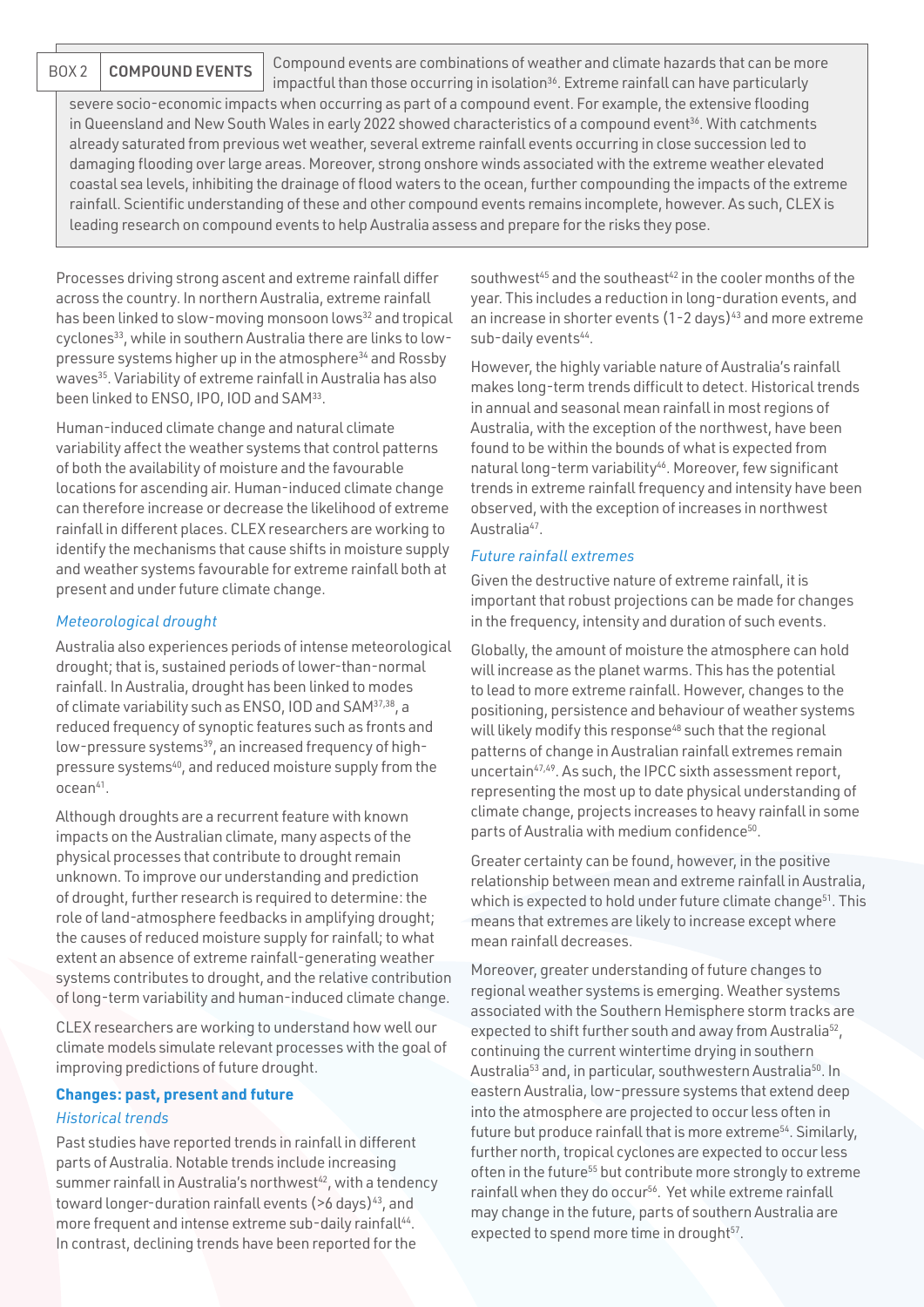**BOX 2 COMPOUND EVENTS**

Compound events are combinations of weather and climate hazards that can be more impactful than those occurring in isolation[36]. Extreme rainfall can have particularly severe socio-economic impacts when occurring as part of a compound event. For example, the extensive flooding in Queensland and New South Wales in early 2022 showed characteristics of a compound event[36]. With catchments already saturated from previous wet weather, several extreme rainfall events occurring in close succession led to damaging flooding over large areas. Moreover, strong onshore winds associated with the extreme weather elevated coastal sea levels, inhibiting the drainage of flood waters to the ocean, further compounding the impacts of the extreme rainfall. Scientific understanding of these and other compound events remains incomplete, however. As such, CLEX is leading research on compound events to help Australia assess and prepare for the risks they pose.

Processes driving strong ascent and extreme rainfall differ across the country. In northern Australia, extreme rainfall has been linked to slow-moving monsoon lows[32] and tropical cyclones[33], while in southern Australia there are links to low-pressure systems higher up in the atmosphere[34] and Rossby waves[35]. Variability of extreme rainfall in Australia has also been linked to ENSO, IPO, IOD and SAM[33].

Human-induced climate change and natural climate variability affect the weather systems that control patterns of both the availability of moisture and the favourable locations for ascending air. Human-induced climate change can therefore increase or decrease the likelihood of extreme rainfall in different places. CLEX researchers are working to identify the mechanisms that cause shifts in moisture supply and weather systems favourable for extreme rainfall both at present and under future climate change.

### *Meteorological drought*

Australia also experiences periods of intense meteorological drought; that is, sustained periods of lower-than-normal rainfall. In Australia, drought has been linked to modes of climate variability such as ENSO, IOD and SAM[37,38], a reduced frequency of synoptic features such as fronts and low-pressure systems[39], an increased frequency of high-pressure systems[40], and reduced moisture supply from the ocean[41].

Although droughts are a recurrent feature with known impacts on the Australian climate, many aspects of the physical processes that contribute to drought remain unknown. To improve our understanding and prediction of drought, further research is required to determine: the role of land-atmosphere feedbacks in amplifying drought; the causes of reduced moisture supply for rainfall; to what extent an absence of extreme rainfall-generating weather systems contributes to drought, and the relative contribution of long-term variability and human-induced climate change.

CLEX researchers are working to understand how well our climate models simulate relevant processes with the goal of improving predictions of future drought.

## Changes: past, present and future

### *Historical trends*

Past studies have reported trends in rainfall in different parts of Australia. Notable trends include increasing summer rainfall in Australia's northwest[42], with a tendency toward longer-duration rainfall events (>6 days)[43], and more frequent and intense extreme sub-daily rainfall[44]. In contrast, declining trends have been reported for the southwest[45] and the southeast[42] in the cooler months of the year. This includes a reduction in long-duration events, and an increase in shorter events (1-2 days)[43] and more extreme sub-daily events[44].

However, the highly variable nature of Australia's rainfall makes long-term trends difficult to detect. Historical trends in annual and seasonal mean rainfall in most regions of Australia, with the exception of the northwest, have been found to be within the bounds of what is expected from natural long-term variability[46]. Moreover, few significant trends in extreme rainfall frequency and intensity have been observed, with the exception of increases in northwest Australia[47].

### *Future rainfall extremes*

Given the destructive nature of extreme rainfall, it is important that robust projections can be made for changes in the frequency, intensity and duration of such events.

Globally, the amount of moisture the atmosphere can hold will increase as the planet warms. This has the potential to lead to more extreme rainfall. However, changes to the positioning, persistence and behaviour of weather systems will likely modify this response[48] such that the regional patterns of change in Australian rainfall extremes remain uncertain[47,49]. As such, the IPCC sixth assessment report, representing the most up to date physical understanding of climate change, projects increases to heavy rainfall in some parts of Australia with medium confidence[50].

Greater certainty can be found, however, in the positive relationship between mean and extreme rainfall in Australia, which is expected to hold under future climate change[51]. This means that extremes are likely to increase except where mean rainfall decreases.

Moreover, greater understanding of future changes to regional weather systems is emerging. Weather systems associated with the Southern Hemisphere storm tracks are expected to shift further south and away from Australia[52], continuing the current wintertime drying in southern Australia[53] and, in particular, southwestern Australia[50]. In eastern Australia, low-pressure systems that extend deep into the atmosphere are projected to occur less often in future but produce rainfall that is more extreme[54]. Similarly, further north, tropical cyclones are expected to occur less often in the future[55] but contribute more strongly to extreme rainfall when they do occur[56]. Yet while extreme rainfall may change in the future, parts of southern Australia are expected to spend more time in drought[57].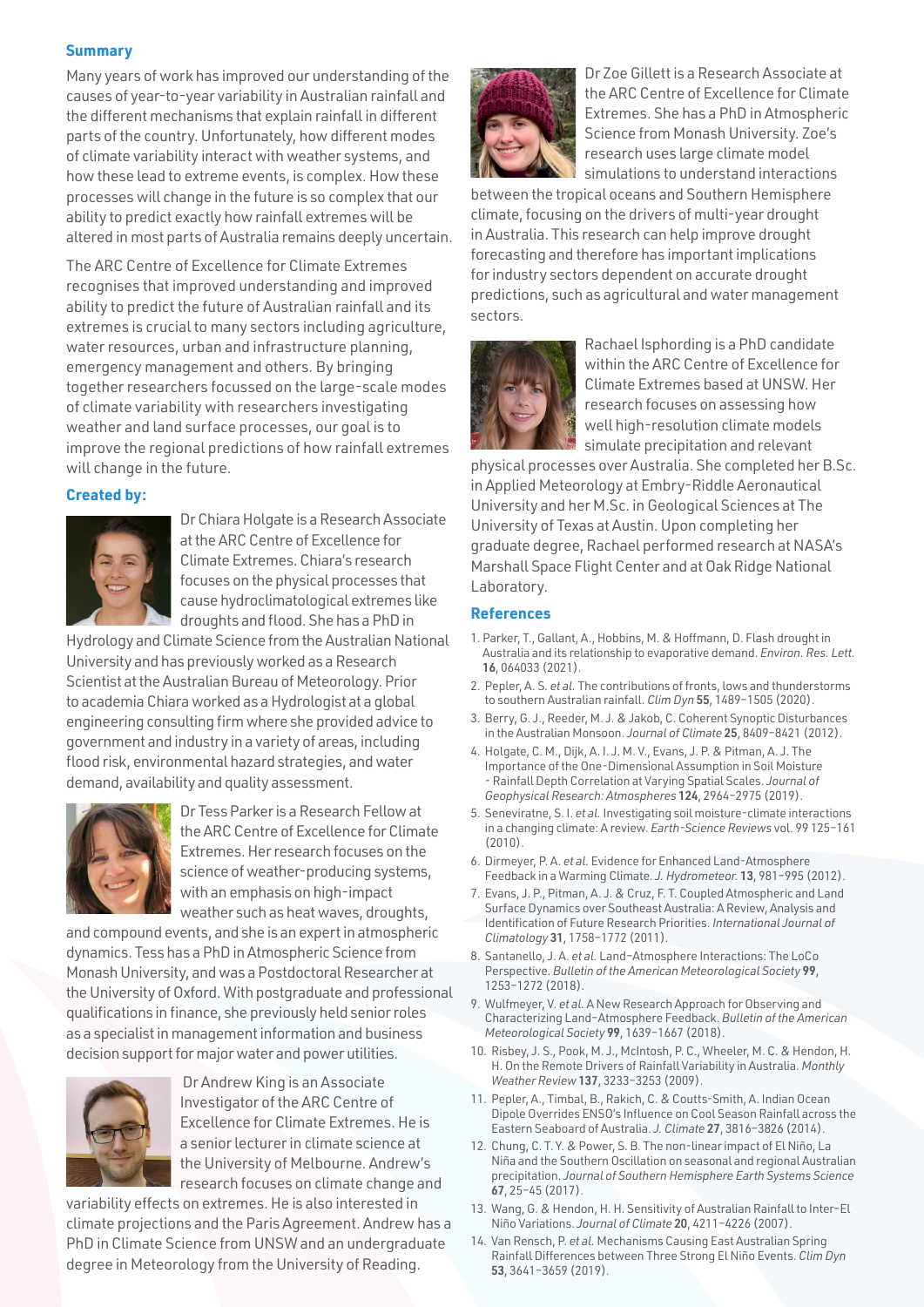## Summary

Many years of work has improved our understanding of the causes of year-to-year variability in Australian rainfall and the different mechanisms that explain rainfall in different parts of the country. Unfortunately, how different modes of climate variability interact with weather systems, and how these lead to extreme events, is complex. How these processes will change in the future is so complex that our ability to predict exactly how rainfall extremes will be altered in most parts of Australia remains deeply uncertain.

The ARC Centre of Excellence for Climate Extremes recognises that improved understanding and improved ability to predict the future of Australian rainfall and its extremes is crucial to many sectors including agriculture, water resources, urban and infrastructure planning, emergency management and others. By bringing together researchers focussed on the large-scale modes of climate variability with researchers investigating weather and land surface processes, our goal is to improve the regional predictions of how rainfall extremes will change in the future.

## Created by:

Dr Chiara Holgate is a Research Associate at the ARC Centre of Excellence for Climate Extremes. Chiara's research focuses on the physical processes that cause hydroclimatological extremes like droughts and flood. She has a PhD in Hydrology and Climate Science from the Australian National University and has previously worked as a Research Scientist at the Australian Bureau of Meteorology. Prior to academia Chiara worked as a Hydrologist at a global engineering consulting firm where she provided advice to government and industry in a variety of areas, including flood risk, environmental hazard strategies, and water demand, availability and quality assessment.

Dr Tess Parker is a Research Fellow at the ARC Centre of Excellence for Climate Extremes. Her research focuses on the science of weather-producing systems, with an emphasis on high-impact weather such as heat waves, droughts, and compound events, and she is an expert in atmospheric dynamics. Tess has a PhD in Atmospheric Science from Monash University, and was a Postdoctoral Researcher at the University of Oxford. With postgraduate and professional qualifications in finance, she previously held senior roles as a specialist in management information and business decision support for major water and power utilities.

Dr Andrew King is an Associate Investigator of the ARC Centre of Excellence for Climate Extremes. He is a senior lecturer in climate science at the University of Melbourne. Andrew's research focuses on climate change and variability effects on extremes. He is also interested in climate projections and the Paris Agreement. Andrew has a PhD in Climate Science from UNSW and an undergraduate degree in Meteorology from the University of Reading.

Dr Zoe Gillett is a Research Associate at the ARC Centre of Excellence for Climate Extremes. She has a PhD in Atmospheric Science from Monash University. Zoe's research uses large climate model simulations to understand interactions between the tropical oceans and Southern Hemisphere climate, focusing on the drivers of multi-year drought in Australia. This research can help improve drought forecasting and therefore has important implications for industry sectors dependent on accurate drought predictions, such as agricultural and water management sectors.

Rachael Isphording is a PhD candidate within the ARC Centre of Excellence for Climate Extremes based at UNSW. Her research focuses on assessing how well high-resolution climate models simulate precipitation and relevant physical processes over Australia. She completed her B.Sc. in Applied Meteorology at Embry-Riddle Aeronautical University and her M.Sc. in Geological Sciences at The University of Texas at Austin. Upon completing her graduate degree, Rachael performed research at NASA's Marshall Space Flight Center and at Oak Ridge National Laboratory.

## References

1. Parker, T., Gallant, A., Hobbins, M. & Hoffmann, D. Flash drought in Australia and its relationship to evaporative demand. *Environ. Res. Lett.* **16**, 064033 (2021).
2. Pepler, A. S. *et al.* The contributions of fronts, lows and thunderstorms to southern Australian rainfall. *Clim Dyn* **55**, 1489–1505 (2020).
3. Berry, G. J., Reeder, M. J. & Jakob, C. Coherent Synoptic Disturbances in the Australian Monsoon. *Journal of Climate* **25**, 8409–8421 (2012).
4. Holgate, C. M., Dijk, A. I. J. M. V., Evans, J. P. & Pitman, A. J. The Importance of the One-Dimensional Assumption in Soil Moisture - Rainfall Depth Correlation at Varying Spatial Scales. *Journal of Geophysical Research: Atmospheres* **124**, 2964–2975 (2019).
5. Seneviratne, S. I. *et al.* Investigating soil moisture-climate interactions in a changing climate: A review. *Earth-Science Reviews* vol. 99 125–161 (2010).
6. Dirmeyer, P. A. *et al.* Evidence for Enhanced Land-Atmosphere Feedback in a Warming Climate. *J. Hydrometeor.* **13**, 981–995 (2012).
7. Evans, J. P., Pitman, A. J. & Cruz, F. T. Coupled Atmospheric and Land Surface Dynamics over Southeast Australia: A Review, Analysis and Identification of Future Research Priorities. *International Journal of Climatology* **31**, 1758–1772 (2011).
8. Santanello, J. A. *et al.* Land–Atmosphere Interactions: The LoCo Perspective. *Bulletin of the American Meteorological Society* **99**, 1253–1272 (2018).
9. Wulfmeyer, V. *et al.* A New Research Approach for Observing and Characterizing Land–Atmosphere Feedback. *Bulletin of the American Meteorological Society* **99**, 1639–1667 (2018).
10. Risbey, J. S., Pook, M. J., McIntosh, P. C., Wheeler, M. C. & Hendon, H. H. On the Remote Drivers of Rainfall Variability in Australia. *Monthly Weather Review* **137**, 3233–3253 (2009).
11. Pepler, A., Timbal, B., Rakich, C. & Coutts-Smith, A. Indian Ocean Dipole Overrides ENSO's Influence on Cool Season Rainfall across the Eastern Seaboard of Australia. *J. Climate* **27**, 3816–3826 (2014).
12. Chung, C. T. Y. & Power, S. B. The non-linear impact of El Niño, La Niña and the Southern Oscillation on seasonal and regional Australian precipitation. *Journal of Southern Hemisphere Earth Systems Science* **67**, 25–45 (2017).
13. Wang, G. & Hendon, H. H. Sensitivity of Australian Rainfall to Inter–El Niño Variations. *Journal of Climate* **20**, 4211–4226 (2007).
14. Van Rensch, P. *et al.* Mechanisms Causing East Australian Spring Rainfall Differences between Three Strong El Niño Events. *Clim Dyn* **53**, 3641–3659 (2019).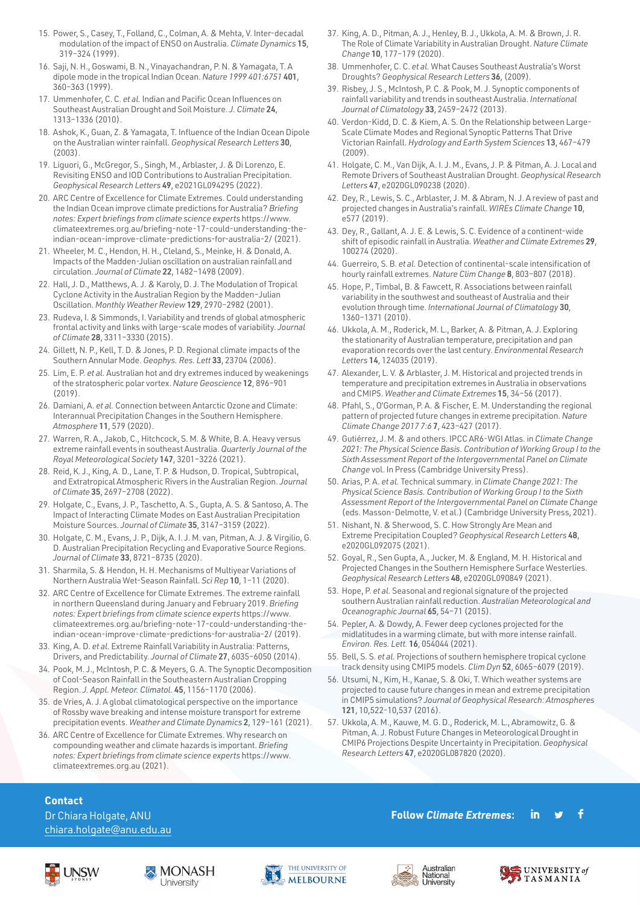15. Power, S., Casey, T., Folland, C., Colman, A. & Mehta, V. Inter-decadal modulation of the impact of ENSO on Australia. *Climate Dynamics* **15**, 319–324 (1999).
16. Saji, N. H., Goswami, B. N., Vinayachandran, P. N. & Yamagata, T. A dipole mode in the tropical Indian Ocean. *Nature 1999 401:6751* **401**, 360–363 (1999).
17. Ummenhofer, C. C. *et al.* Indian and Pacific Ocean Influences on Southeast Australian Drought and Soil Moisture. *J. Climate* **24**, 1313–1336 (2010).
18. Ashok, K., Guan, Z. & Yamagata, T. Influence of the Indian Ocean Dipole on the Australian winter rainfall. *Geophysical Research Letters* **30**, (2003).
19. Liguori, G., McGregor, S., Singh, M., Arblaster, J. & Di Lorenzo, E. Revisiting ENSO and IOD Contributions to Australian Precipitation. *Geophysical Research Letters* **49**, e2021GL094295 (2022).
20. ARC Centre of Excellence for Climate Extremes. Could understanding the Indian Ocean improve climate predictions for Australia? *Briefing notes: Expert briefings from climate science experts* https://www.climateextremes.org.au/briefing-note-17-could-understanding-the-indian-ocean-improve-climate-predictions-for-australia-2/ (2021).
21. Wheeler, M. C., Hendon, H. H., Cleland, S., Meinke, H. & Donald, A. Impacts of the Madden-Julian oscillation on australian rainfall and circulation. *Journal of Climate* **22**, 1482–1498 (2009).
22. Hall, J. D., Matthews, A. J. & Karoly, D. J. The Modulation of Tropical Cyclone Activity in the Australian Region by the Madden–Julian Oscillation. *Monthly Weather Review* **129**, 2970–2982 (2001).
23. Rudeva, I. & Simmonds, I. Variability and trends of global atmospheric frontal activity and links with large-scale modes of variability. *Journal of Climate* **28**, 3311–3330 (2015).
24. Gillett, N. P., Kell, T. D. & Jones, P. D. Regional climate impacts of the Southern Annular Mode. *Geophys. Res. Lett* **33**, 23704 (2006).
25. Lim, E. P. *et al.* Australian hot and dry extremes induced by weakenings of the stratospheric polar vortex. *Nature Geoscience* **12**, 896–901 (2019).
26. Damiani, A. *et al.* Connection between Antarctic Ozone and Climate: Interannual Precipitation Changes in the Southern Hemisphere. *Atmosphere* **11**, 579 (2020).
27. Warren, R. A., Jakob, C., Hitchcock, S. M. & White, B. A. Heavy versus extreme rainfall events in southeast Australia. *Quarterly Journal of the Royal Meteorological Society* **147**, 3201–3226 (2021).
28. Reid, K. J., King, A. D., Lane, T. P. & Hudson, D. Tropical, Subtropical, and Extratropical Atmospheric Rivers in the Australian Region. *Journal of Climate* **35**, 2697–2708 (2022).
29. Holgate, C., Evans, J. P., Taschetto, A. S., Gupta, A. S. & Santoso, A. The Impact of Interacting Climate Modes on East Australian Precipitation Moisture Sources. *Journal of Climate* **35**, 3147–3159 (2022).
30. Holgate, C. M., Evans, J. P., Dijk, A. I. J. M. van, Pitman, A. J. & Virgilio, G. D. Australian Precipitation Recycling and Evaporative Source Regions. *Journal of Climate* **33**, 8721–8735 (2020).
31. Sharmila, S. & Hendon, H. H. Mechanisms of Multiyear Variations of Northern Australia Wet-Season Rainfall. *Sci Rep* **10**, 1–11 (2020).
32. ARC Centre of Excellence for Climate Extremes. The extreme rainfall in northern Queensland during January and February 2019. *Briefing notes: Expert briefings from climate science experts* https://www.climateextremes.org.au/briefing-note-17-could-understanding-the-indian-ocean-improve-climate-predictions-for-australia-2/ (2019).
33. King, A. D. *et al.* Extreme Rainfall Variability in Australia: Patterns, Drivers, and Predictability. *Journal of Climate* **27**, 6035–6050 (2014).
34. Pook, M. J., McIntosh, P. C. & Meyers, G. A. The Synoptic Decomposition of Cool-Season Rainfall in the Southeastern Australian Cropping Region. *J. Appl. Meteor. Climatol.* **45**, 1156–1170 (2006).
35. de Vries, A. J. A global climatological perspective on the importance of Rossby wave breaking and intense moisture transport for extreme precipitation events. *Weather and Climate Dynamics* **2**, 129–161 (2021).
36. ARC Centre of Excellence for Climate Extremes. Why research on compounding weather and climate hazards is important. *Briefing notes: Expert briefings from climate science experts* https://www.climateextremes.org.au (2021).
37. King, A. D., Pitman, A. J., Henley, B. J., Ukkola, A. M. & Brown, J. R. The Role of Climate Variability in Australian Drought. *Nature Climate Change* **10**, 177–179 (2020).
38. Ummenhofer, C. C. *et al.* What Causes Southeast Australia's Worst Droughts? *Geophysical Research Letters* **36**, (2009).
39. Risbey, J. S., McIntosh, P. C. & Pook, M. J. Synoptic components of rainfall variability and trends in southeast Australia. *International Journal of Climatology* **33**, 2459–2472 (2013).
40. Verdon-Kidd, D. C. & Kiem, A. S. On the Relationship between Large-Scale Climate Modes and Regional Synoptic Patterns That Drive Victorian Rainfall. *Hydrology and Earth System Sciences* **13**, 467–479 (2009).
41. Holgate, C. M., Van Dijk, A. I. J. M., Evans, J. P. & Pitman, A. J. Local and Remote Drivers of Southeast Australian Drought. *Geophysical Research Letters* **47**, e2020GL090238 (2020).
42. Dey, R., Lewis, S. C., Arblaster, J. M. & Abram, N. J. A review of past and projected changes in Australia's rainfall. *WIREs Climate Change* **10**, e577 (2019).
43. Dey, R., Gallant, A. J. E. & Lewis, S. C. Evidence of a continent-wide shift of episodic rainfall in Australia. *Weather and Climate Extremes* **29**, 100274 (2020).
44. Guerreiro, S. B. *et al.* Detection of continental-scale intensification of hourly rainfall extremes. *Nature Clim Change* **8**, 803–807 (2018).
45. Hope, P., Timbal, B. & Fawcett, R. Associations between rainfall variability in the southwest and southeast of Australia and their evolution through time. *International Journal of Climatology* **30**, 1360–1371 (2010).
46. Ukkola, A. M., Roderick, M. L., Barker, A. & Pitman, A. J. Exploring the stationarity of Australian temperature, precipitation and pan evaporation records over the last century. *Environmental Research Letters* **14**, 124035 (2019).
47. Alexander, L. V. & Arblaster, J. M. Historical and projected trends in temperature and precipitation extremes in Australia in observations and CMIP5. *Weather and Climate Extremes* **15**, 34–56 (2017).
48. Pfahl, S., O'Gorman, P. A. & Fischer, E. M. Understanding the regional pattern of projected future changes in extreme precipitation. *Nature Climate Change 2017 7:6* **7**, 423–427 (2017).
49. Gutiérrez, J. M. & and others. IPCC AR6-WGI Atlas. in *Climate Change 2021: The Physical Science Basis. Contribution of Working Group I to the Sixth Assessment Report of the Intergovernmental Panel on Climate Change* vol. In Press (Cambridge University Press).
50. Arias, P. A. *et al.* Technical summary. in *Climate Change 2021: The Physical Science Basis. Contribution of Working Group I to the Sixth Assessment Report of the Intergovernmental Panel on Climate Change* (eds. Masson-Delmotte, V. et al.) (Cambridge University Press, 2021).
51. Nishant, N. & Sherwood, S. C. How Strongly Are Mean and Extreme Precipitation Coupled? *Geophysical Research Letters* **48**, e2020GL092075 (2021).
52. Goyal, R., Sen Gupta, A., Jucker, M. & England, M. H. Historical and Projected Changes in the Southern Hemisphere Surface Westerlies. *Geophysical Research Letters* **48**, e2020GL090849 (2021).
53. Hope, P. *et al.* Seasonal and regional signature of the projected southern Australian rainfall reduction. *Australian Meteorological and Oceanographic Journal* **65**, 54–71 (2015).
54. Pepler, A. & Dowdy, A. Fewer deep cyclones projected for the midlatitudes in a warming climate, but with more intense rainfall. *Environ. Res. Lett.* **16**, 054044 (2021).
55. Bell, S. S. *et al.* Projections of southern hemisphere tropical cyclone track density using CMIP5 models. *Clim Dyn* **52**, 6065–6079 (2019).
56. Utsumi, N., Kim, H., Kanae, S. & Oki, T. Which weather systems are projected to cause future changes in mean and extreme precipitation in CMIP5 simulations? *Journal of Geophysical Research: Atmospheres* **121**, 10,522–10,537 (2016).
57. Ukkola, A. M., Kauwe, M. G. D., Roderick, M. L., Abramowitz, G. & Pitman, A. J. Robust Future Changes in Meteorological Drought in CMIP6 Projections Despite Uncertainty in Precipitation. *Geophysical Research Letters* **47**, e2020GL087820 (2020).

**Contact**

Dr Chiara Holgate, ANU
chiara.holgate@anu.edu.au

**Follow *Climate Extremes*:**

UNSW Sydney · Monash University · The University of Melbourne · Australian National University · University of Tasmania